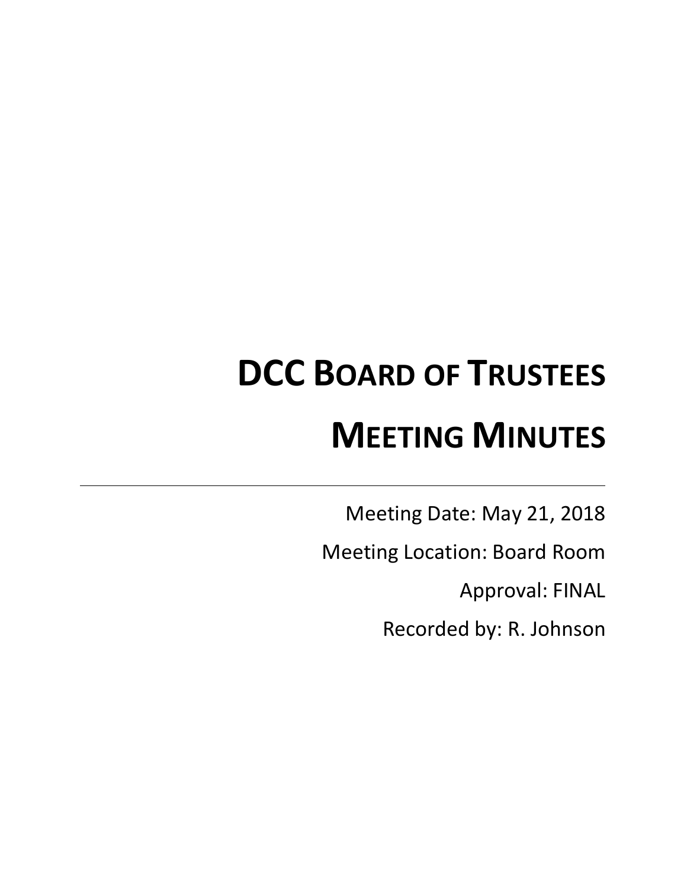# DCC Board of Trustees

# Meeting Minutes

---

Meeting Date: May 21, 2018

Meeting Location: Board Room

Approval: FINAL

Recorded by: R. Johnson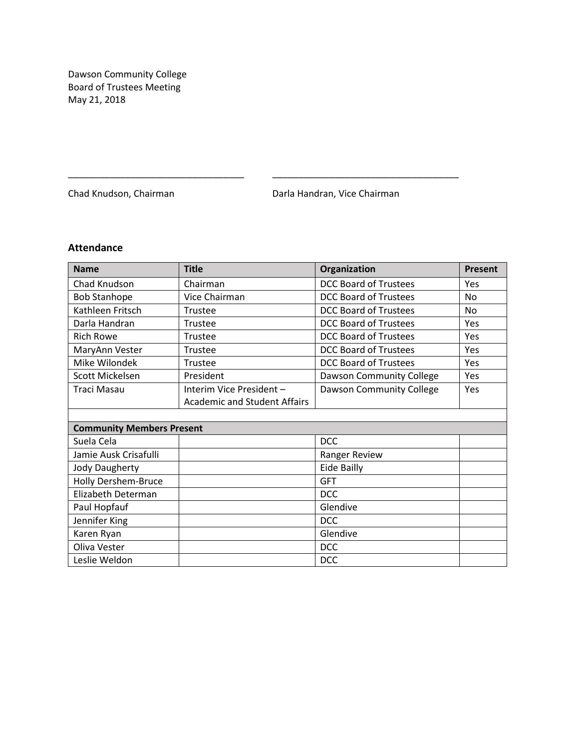Dawson Community College
Board of Trustees Meeting
May 21, 2018

\_\_\_\_\_\_\_\_\_\_\_\_\_\_\_\_\_\_\_\_\_\_\_\_\_\_\_\_\_\_\_\_ \_\_\_\_\_\_\_\_\_\_\_\_\_\_\_\_\_\_\_\_\_\_\_\_\_\_\_\_\_\_\_\_

Chad Knudson, Chairman Darla Handran, Vice Chairman

### Attendance

| Name | Title | Organization | Present |
|---|---|---|---|
| Chad Knudson | Chairman | DCC Board of Trustees | Yes |
| Bob Stanhope | Vice Chairman | DCC Board of Trustees | No |
| Kathleen Fritsch | Trustee | DCC Board of Trustees | No |
| Darla Handran | Trustee | DCC Board of Trustees | Yes |
| Rich Rowe | Trustee | DCC Board of Trustees | Yes |
| MaryAnn Vester | Trustee | DCC Board of Trustees | Yes |
| Mike Wilondek | Trustee | DCC Board of Trustees | Yes |
| Scott Mickelsen | President | Dawson Community College | Yes |
| Traci Masau | Interim Vice President – Academic and Student Affairs | Dawson Community College | Yes |
| | | | |
| **Community Members Present** | | | |
| Suela Cela | | DCC | |
| Jamie Ausk Crisafulli | | Ranger Review | |
| Jody Daugherty | | Eide Bailly | |
| Holly Dershem-Bruce | | GFT | |
| Elizabeth Determan | | DCC | |
| Paul Hopfauf | | Glendive | |
| Jennifer King | | DCC | |
| Karen Ryan | | Glendive | |
| Oliva Vester | | DCC | |
| Leslie Weldon | | DCC | |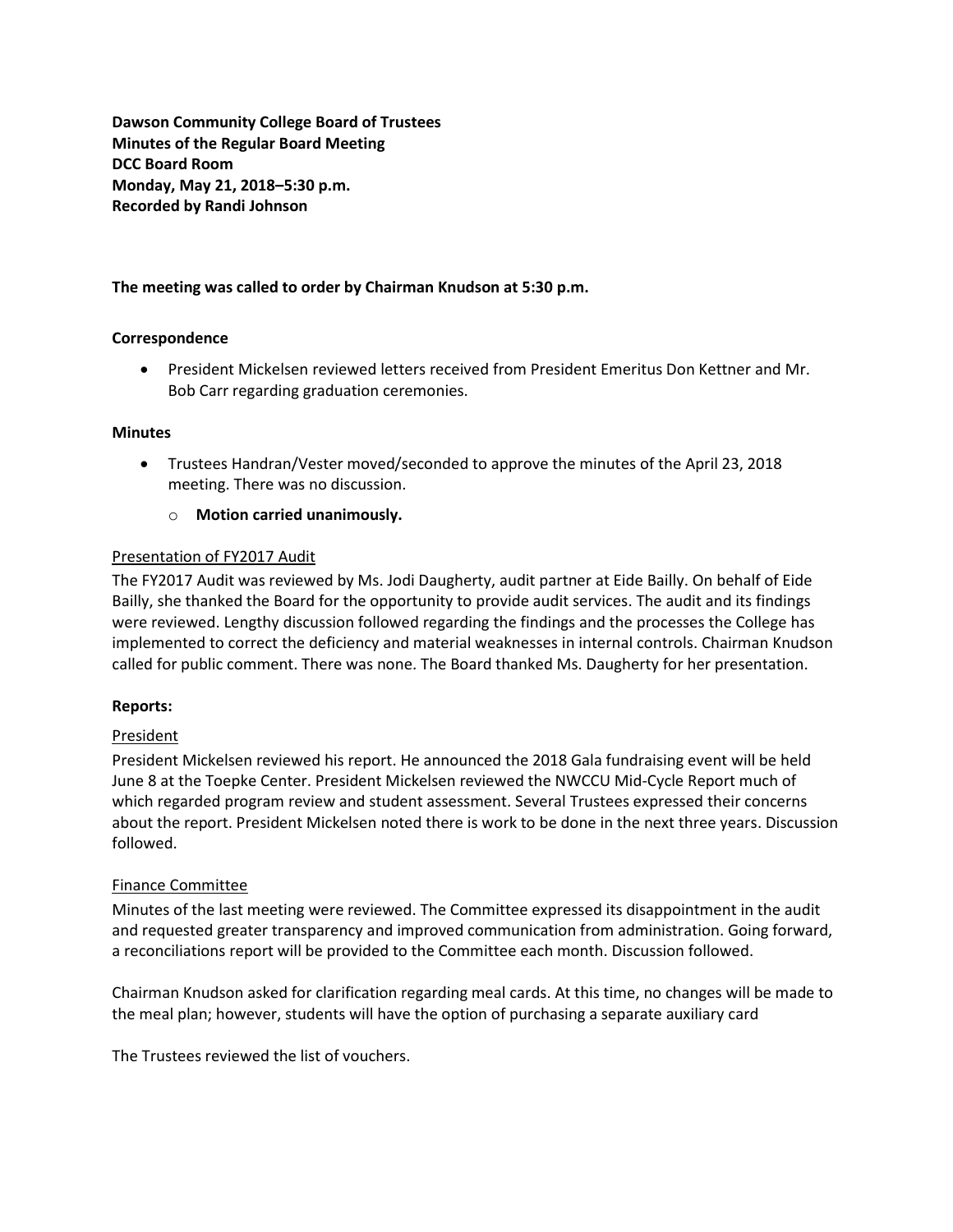**Dawson Community College Board of Trustees**
**Minutes of the Regular Board Meeting**
**DCC Board Room**
**Monday, May 21, 2018–5:30 p.m.**
**Recorded by Randi Johnson**

**The meeting was called to order by Chairman Knudson at 5:30 p.m.**

**Correspondence**

- President Mickelsen reviewed letters received from President Emeritus Don Kettner and Mr. Bob Carr regarding graduation ceremonies.

**Minutes**

- Trustees Handran/Vester moved/seconded to approve the minutes of the April 23, 2018 meeting. There was no discussion.
    - **Motion carried unanimously.**

Presentation of FY2017 Audit

The FY2017 Audit was reviewed by Ms. Jodi Daugherty, audit partner at Eide Bailly. On behalf of Eide Bailly, she thanked the Board for the opportunity to provide audit services. The audit and its findings were reviewed. Lengthy discussion followed regarding the findings and the processes the College has implemented to correct the deficiency and material weaknesses in internal controls. Chairman Knudson called for public comment. There was none. The Board thanked Ms. Daugherty for her presentation.

**Reports:**

President

President Mickelsen reviewed his report. He announced the 2018 Gala fundraising event will be held June 8 at the Toepke Center. President Mickelsen reviewed the NWCCU Mid-Cycle Report much of which regarded program review and student assessment. Several Trustees expressed their concerns about the report. President Mickelsen noted there is work to be done in the next three years. Discussion followed.

Finance Committee

Minutes of the last meeting were reviewed. The Committee expressed its disappointment in the audit and requested greater transparency and improved communication from administration. Going forward, a reconciliations report will be provided to the Committee each month. Discussion followed.

Chairman Knudson asked for clarification regarding meal cards. At this time, no changes will be made to the meal plan; however, students will have the option of purchasing a separate auxiliary card

The Trustees reviewed the list of vouchers.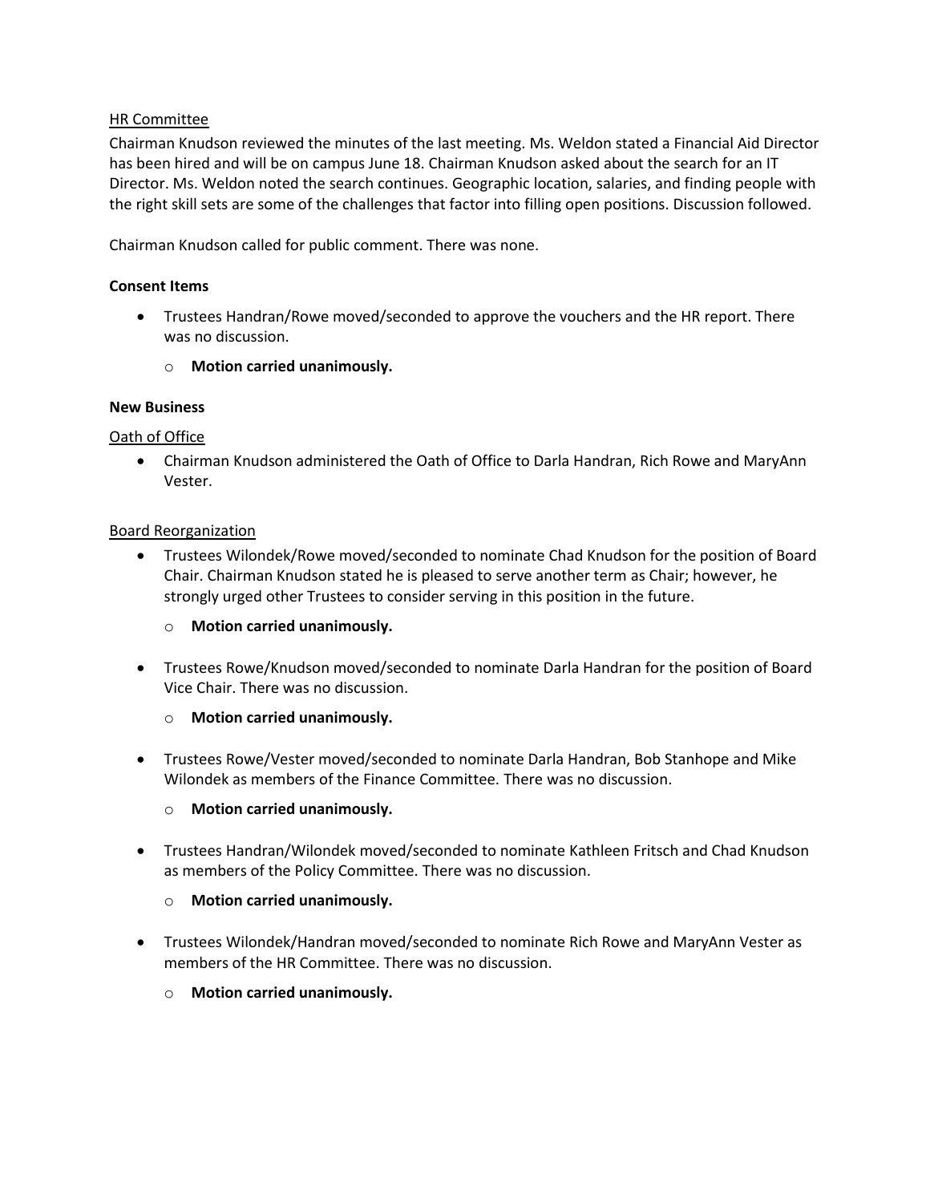HR Committee

Chairman Knudson reviewed the minutes of the last meeting. Ms. Weldon stated a Financial Aid Director has been hired and will be on campus June 18. Chairman Knudson asked about the search for an IT Director. Ms. Weldon noted the search continues. Geographic location, salaries, and finding people with the right skill sets are some of the challenges that factor into filling open positions. Discussion followed.

Chairman Knudson called for public comment. There was none.

**Consent Items**

- Trustees Handran/Rowe moved/seconded to approve the vouchers and the HR report. There was no discussion.
  - **Motion carried unanimously.**

**New Business**

Oath of Office

- Chairman Knudson administered the Oath of Office to Darla Handran, Rich Rowe and MaryAnn Vester.

Board Reorganization

- Trustees Wilondek/Rowe moved/seconded to nominate Chad Knudson for the position of Board Chair. Chairman Knudson stated he is pleased to serve another term as Chair; however, he strongly urged other Trustees to consider serving in this position in the future.
  - **Motion carried unanimously.**
- Trustees Rowe/Knudson moved/seconded to nominate Darla Handran for the position of Board Vice Chair. There was no discussion.
  - **Motion carried unanimously.**
- Trustees Rowe/Vester moved/seconded to nominate Darla Handran, Bob Stanhope and Mike Wilondek as members of the Finance Committee. There was no discussion.
  - **Motion carried unanimously.**
- Trustees Handran/Wilondek moved/seconded to nominate Kathleen Fritsch and Chad Knudson as members of the Policy Committee. There was no discussion.
  - **Motion carried unanimously.**
- Trustees Wilondek/Handran moved/seconded to nominate Rich Rowe and MaryAnn Vester as members of the HR Committee. There was no discussion.
  - **Motion carried unanimously.**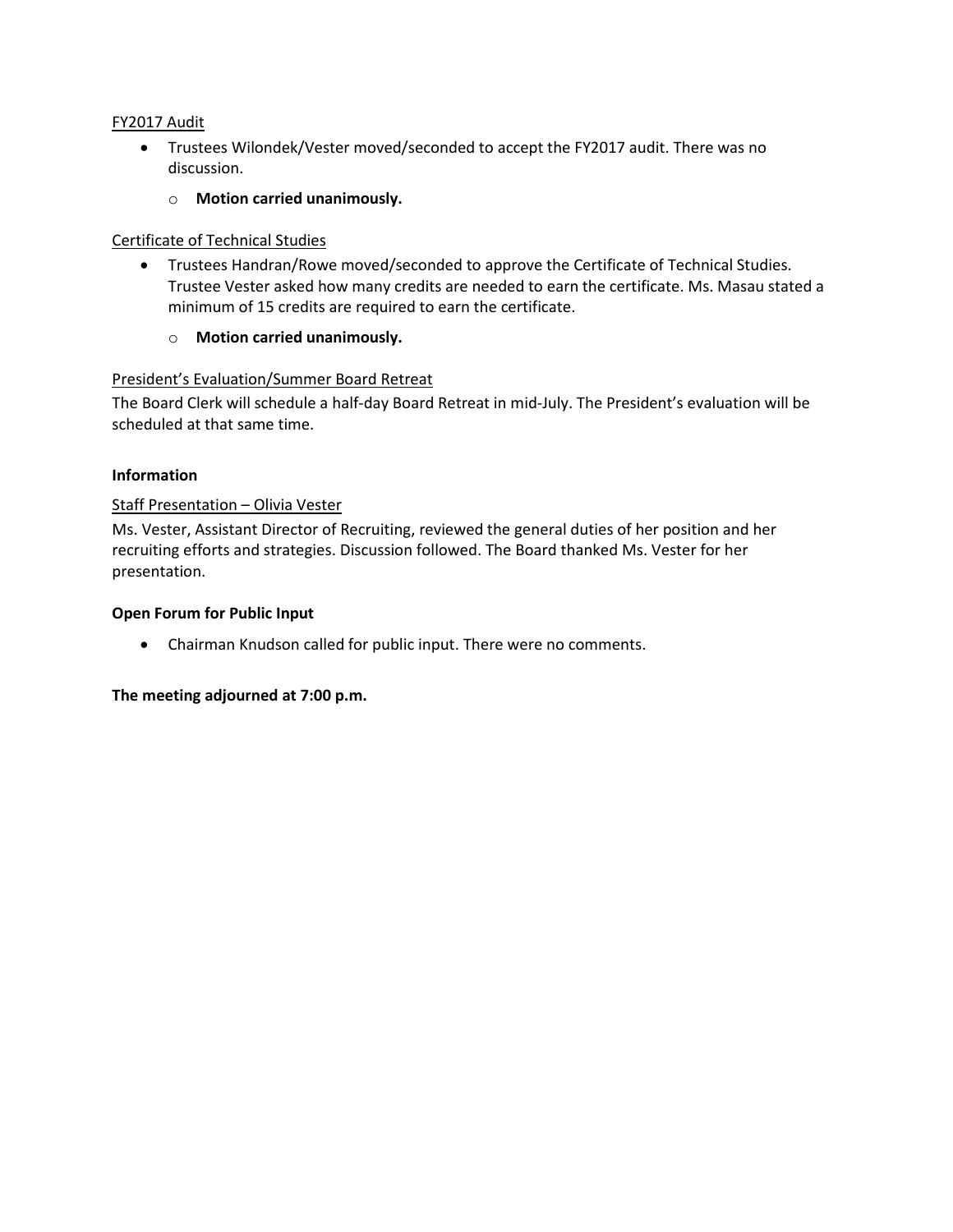FY2017 Audit

- Trustees Wilondek/Vester moved/seconded to accept the FY2017 audit. There was no discussion.
  - **Motion carried unanimously.**

Certificate of Technical Studies

- Trustees Handran/Rowe moved/seconded to approve the Certificate of Technical Studies. Trustee Vester asked how many credits are needed to earn the certificate. Ms. Masau stated a minimum of 15 credits are required to earn the certificate.
  - **Motion carried unanimously.**

President's Evaluation/Summer Board Retreat

The Board Clerk will schedule a half-day Board Retreat in mid-July. The President's evaluation will be scheduled at that same time.

**Information**

Staff Presentation – Olivia Vester

Ms. Vester, Assistant Director of Recruiting, reviewed the general duties of her position and her recruiting efforts and strategies. Discussion followed. The Board thanked Ms. Vester for her presentation.

**Open Forum for Public Input**

- Chairman Knudson called for public input. There were no comments.

**The meeting adjourned at 7:00 p.m.**